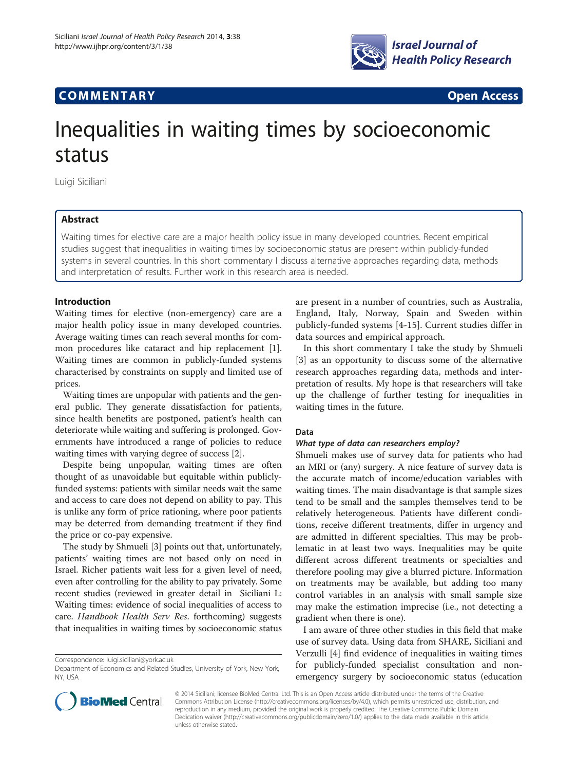**COMMENTARY** **Open Access**

# Inequalities in waiting times by socioeconomic status

Luigi Siciliani

## Abstract

Waiting times for elective care are a major health policy issue in many developed countries. Recent empirical studies suggest that inequalities in waiting times by socioeconomic status are present within publicly-funded systems in several countries. In this short commentary I discuss alternative approaches regarding data, methods and interpretation of results. Further work in this research area is needed.

## Introduction

Waiting times for elective (non-emergency) care are a major health policy issue in many developed countries. Average waiting times can reach several months for common procedures like cataract and hip replacement [1]. Waiting times are common in publicly-funded systems characterised by constraints on supply and limited use of prices.

Waiting times are unpopular with patients and the general public. They generate dissatisfaction for patients, since health benefits are postponed, patient's health can deteriorate while waiting and suffering is prolonged. Governments have introduced a range of policies to reduce waiting times with varying degree of success [2].

Despite being unpopular, waiting times are often thought of as unavoidable but equitable within publicly-funded systems: patients with similar needs wait the same and access to care does not depend on ability to pay. This is unlike any form of price rationing, where poor patients may be deterred from demanding treatment if they find the price or co-pay expensive.

The study by Shmueli [3] points out that, unfortunately, patients' waiting times are not based only on need in Israel. Richer patients wait less for a given level of need, even after controlling for the ability to pay privately. Some recent studies (reviewed in greater detail in Siciliani L: Waiting times: evidence of social inequalities of access to care. *Handbook Health Serv Res*. forthcoming) suggests that inequalities in waiting times by socioeconomic status are present in a number of countries, such as Australia, England, Italy, Norway, Spain and Sweden within publicly-funded systems [4-15]. Current studies differ in data sources and empirical approach.

In this short commentary I take the study by Shmueli [3] as an opportunity to discuss some of the alternative research approaches regarding data, methods and interpretation of results. My hope is that researchers will take up the challenge of further testing for inequalities in waiting times in the future.

## Data

### What type of data can researchers employ?

Shmueli makes use of survey data for patients who had an MRI or (any) surgery. A nice feature of survey data is the accurate match of income/education variables with waiting times. The main disadvantage is that sample sizes tend to be small and the samples themselves tend to be relatively heterogeneous. Patients have different conditions, receive different treatments, differ in urgency and are admitted in different specialties. This may be problematic in at least two ways. Inequalities may be quite different across different treatments or specialties and therefore pooling may give a blurred picture. Information on treatments may be available, but adding too many control variables in an analysis with small sample size may make the estimation imprecise (i.e., not detecting a gradient when there is one).

I am aware of three other studies in this field that make use of survey data. Using data from SHARE, Siciliani and Verzulli [4] find evidence of inequalities in waiting times for publicly-funded specialist consultation and non-emergency surgery by socioeconomic status (education

Correspondence: luigi.siciliani@york.ac.uk
Department of Economics and Related Studies, University of York, New York, NY, USA

© 2014 Siciliani; licensee BioMed Central Ltd. This is an Open Access article distributed under the terms of the Creative Commons Attribution License (http://creativecommons.org/licenses/by/4.0), which permits unrestricted use, distribution, and reproduction in any medium, provided the original work is properly credited. The Creative Commons Public Domain Dedication waiver (http://creativecommons.org/publicdomain/zero/1.0/) applies to the data made available in this article, unless otherwise stated.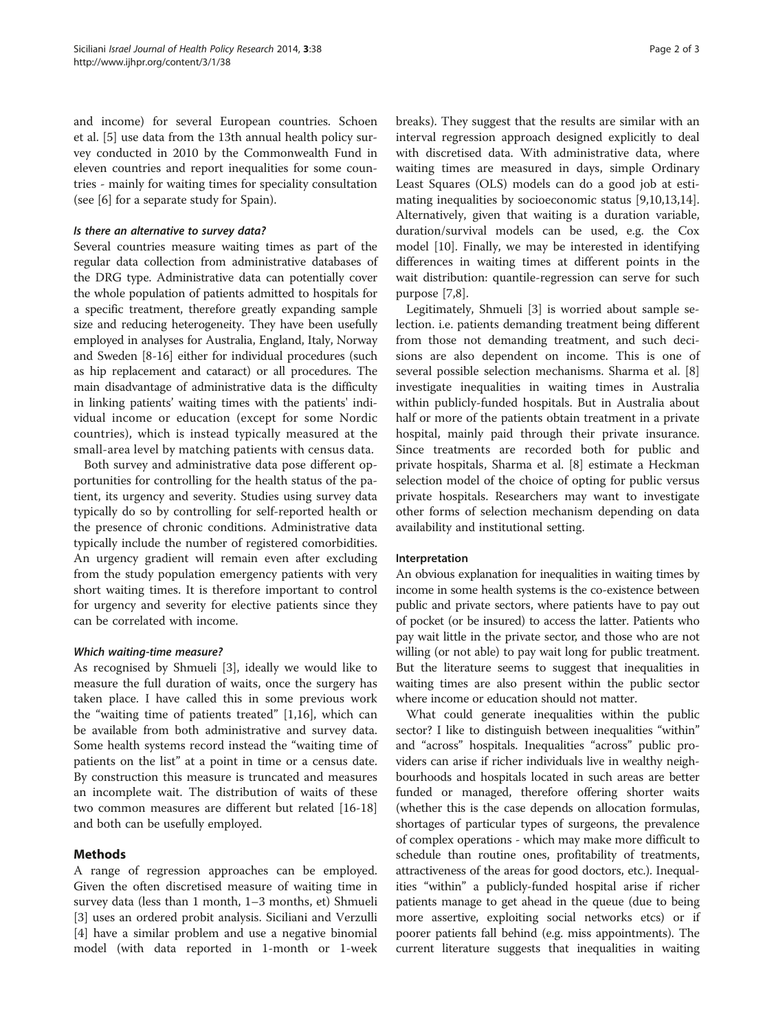and income) for several European countries. Schoen et al. [5] use data from the 13th annual health policy survey conducted in 2010 by the Commonwealth Fund in eleven countries and report inequalities for some countries - mainly for waiting times for speciality consultation (see [6] for a separate study for Spain).

#### *Is there an alternative to survey data?*

Several countries measure waiting times as part of the regular data collection from administrative databases of the DRG type. Administrative data can potentially cover the whole population of patients admitted to hospitals for a specific treatment, therefore greatly expanding sample size and reducing heterogeneity. They have been usefully employed in analyses for Australia, England, Italy, Norway and Sweden [8-16] either for individual procedures (such as hip replacement and cataract) or all procedures. The main disadvantage of administrative data is the difficulty in linking patients' waiting times with the patients' individual income or education (except for some Nordic countries), which is instead typically measured at the small-area level by matching patients with census data.

Both survey and administrative data pose different opportunities for controlling for the health status of the patient, its urgency and severity. Studies using survey data typically do so by controlling for self-reported health or the presence of chronic conditions. Administrative data typically include the number of registered comorbidities. An urgency gradient will remain even after excluding from the study population emergency patients with very short waiting times. It is therefore important to control for urgency and severity for elective patients since they can be correlated with income.

#### *Which waiting-time measure?*

As recognised by Shmueli [3], ideally we would like to measure the full duration of waits, once the surgery has taken place. I have called this in some previous work the "waiting time of patients treated" [1,16], which can be available from both administrative and survey data. Some health systems record instead the "waiting time of patients on the list" at a point in time or a census date. By construction this measure is truncated and measures an incomplete wait. The distribution of waits of these two common measures are different but related [16-18] and both can be usefully employed.

## Methods

A range of regression approaches can be employed. Given the often discretised measure of waiting time in survey data (less than 1 month, 1–3 months, et) Shmueli [3] uses an ordered probit analysis. Siciliani and Verzulli [4] have a similar problem and use a negative binomial model (with data reported in 1-month or 1-week breaks). They suggest that the results are similar with an interval regression approach designed explicitly to deal with discretised data. With administrative data, where waiting times are measured in days, simple Ordinary Least Squares (OLS) models can do a good job at estimating inequalities by socioeconomic status [9,10,13,14]. Alternatively, given that waiting is a duration variable, duration/survival models can be used, e.g. the Cox model [10]. Finally, we may be interested in identifying differences in waiting times at different points in the wait distribution: quantile-regression can serve for such purpose [7,8].

Legitimately, Shmueli [3] is worried about sample selection. i.e. patients demanding treatment being different from those not demanding treatment, and such decisions are also dependent on income. This is one of several possible selection mechanisms. Sharma et al. [8] investigate inequalities in waiting times in Australia within publicly-funded hospitals. But in Australia about half or more of the patients obtain treatment in a private hospital, mainly paid through their private insurance. Since treatments are recorded both for public and private hospitals, Sharma et al. [8] estimate a Heckman selection model of the choice of opting for public versus private hospitals. Researchers may want to investigate other forms of selection mechanism depending on data availability and institutional setting.

#### Interpretation

An obvious explanation for inequalities in waiting times by income in some health systems is the co-existence between public and private sectors, where patients have to pay out of pocket (or be insured) to access the latter. Patients who pay wait little in the private sector, and those who are not willing (or not able) to pay wait long for public treatment. But the literature seems to suggest that inequalities in waiting times are also present within the public sector where income or education should not matter.

What could generate inequalities within the public sector? I like to distinguish between inequalities "within" and "across" hospitals. Inequalities "across" public providers can arise if richer individuals live in wealthy neighbourhoods and hospitals located in such areas are better funded or managed, therefore offering shorter waits (whether this is the case depends on allocation formulas, shortages of particular types of surgeons, the prevalence of complex operations - which may make more difficult to schedule than routine ones, profitability of treatments, attractiveness of the areas for good doctors, etc.). Inequalities "within" a publicly-funded hospital arise if richer patients manage to get ahead in the queue (due to being more assertive, exploiting social networks etcs) or if poorer patients fall behind (e.g. miss appointments). The current literature suggests that inequalities in waiting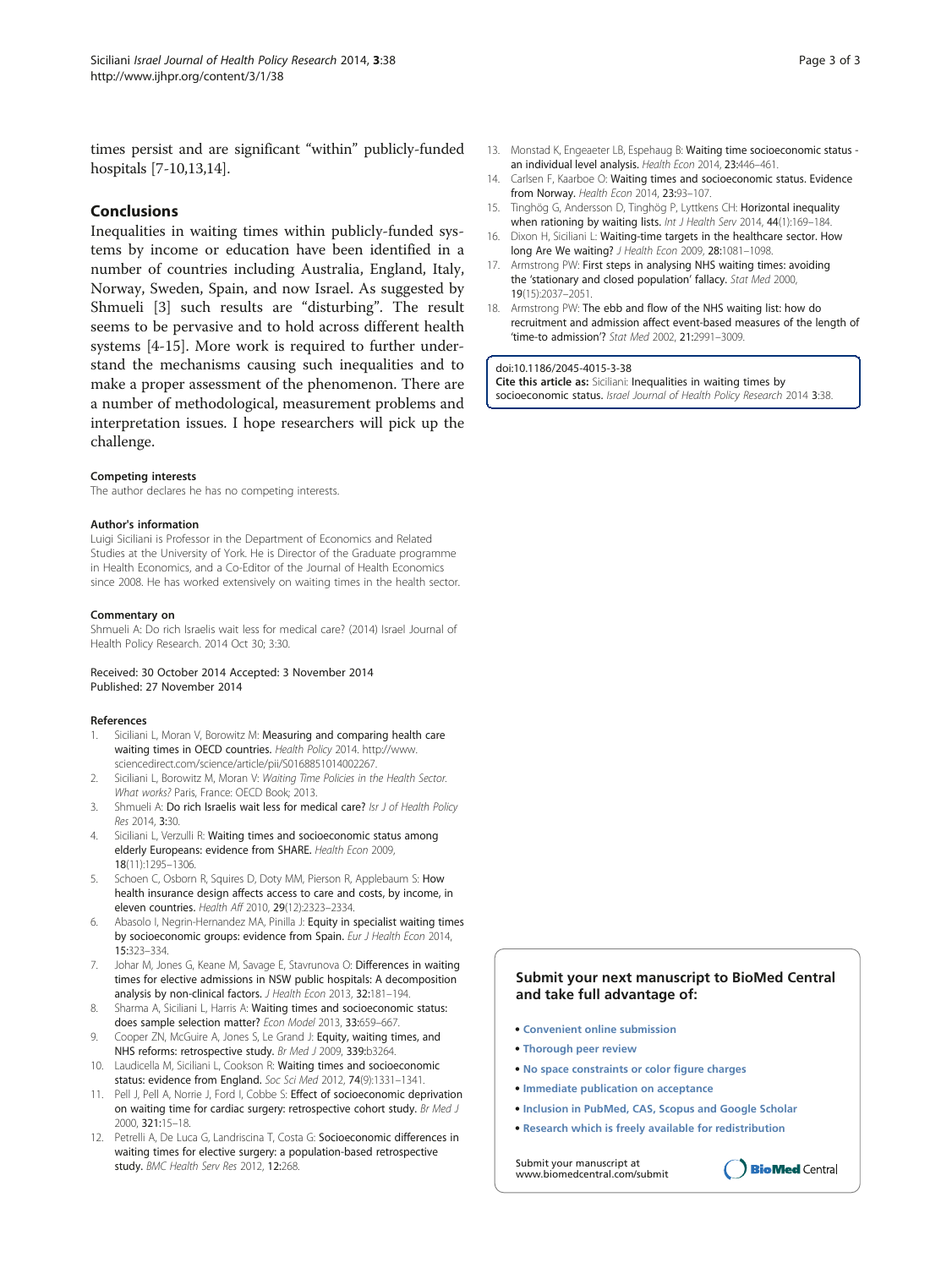times persist and are significant "within" publicly-funded hospitals [7-10,13,14].

## Conclusions

Inequalities in waiting times within publicly-funded systems by income or education have been identified in a number of countries including Australia, England, Italy, Norway, Sweden, Spain, and now Israel. As suggested by Shmueli [3] such results are "disturbing". The result seems to be pervasive and to hold across different health systems [4-15]. More work is required to further understand the mechanisms causing such inequalities and to make a proper assessment of the phenomenon. There are a number of methodological, measurement problems and interpretation issues. I hope researchers will pick up the challenge.

#### Competing interests

The author declares he has no competing interests.

#### Author's information

Luigi Siciliani is Professor in the Department of Economics and Related Studies at the University of York. He is Director of the Graduate programme in Health Economics, and a Co-Editor of the Journal of Health Economics since 2008. He has worked extensively on waiting times in the health sector.

#### Commentary on

Shmueli A: Do rich Israelis wait less for medical care? (2014) Israel Journal of Health Policy Research. 2014 Oct 30; 3:30.

Received: 30 October 2014 Accepted: 3 November 2014
Published: 27 November 2014

#### References

1. Siciliani L, Moran V, Borowitz M: **Measuring and comparing health care waiting times in OECD countries.** *Health Policy* 2014. http://www.sciencedirect.com/science/article/pii/S0168851014002267.
2. Siciliani L, Borowitz M, Moran V: *Waiting Time Policies in the Health Sector. What works?* Paris, France: OECD Book; 2013.
3. Shmueli A: **Do rich Israelis wait less for medical care?** *Isr J of Health Policy Res* 2014, **3**:30.
4. Siciliani L, Verzulli R: **Waiting times and socioeconomic status among elderly Europeans: evidence from SHARE.** *Health Econ* 2009, **18**(11):1295–1306.
5. Schoen C, Osborn R, Squires D, Doty MM, Pierson R, Applebaum S: **How health insurance design affects access to care and costs, by income, in eleven countries.** *Health Aff* 2010, **29**(12):2323–2334.
6. Abasolo I, Negrin-Hernandez MA, Pinilla J: **Equity in specialist waiting times by socioeconomic groups: evidence from Spain.** *Eur J Health Econ* 2014, **15**:323–334.
7. Johar M, Jones G, Keane M, Savage E, Stavrunova O: **Differences in waiting times for elective admissions in NSW public hospitals: A decomposition analysis by non-clinical factors.** *J Health Econ* 2013, **32**:181–194.
8. Sharma A, Siciliani L, Harris A: **Waiting times and socioeconomic status: does sample selection matter?** *Econ Model* 2013, **33**:659–667.
9. Cooper ZN, McGuire A, Jones S, Le Grand J: **Equity, waiting times, and NHS reforms: retrospective study.** *Br Med J* 2009, **339**:b3264.
10. Laudicella M, Siciliani L, Cookson R: **Waiting times and socioeconomic status: evidence from England.** *Soc Sci Med* 2012, **74**(9):1331–1341.
11. Pell J, Pell A, Norrie J, Ford I, Cobbe S: **Effect of socioeconomic deprivation on waiting time for cardiac surgery: retrospective cohort study.** *Br Med J* 2000, **321**:15–18.
12. Petrelli A, De Luca G, Landriscina T, Costa G: **Socioeconomic differences in waiting times for elective surgery: a population-based retrospective study.** *BMC Health Serv Res* 2012, **12**:268.
13. Monstad K, Engeaeter LB, Espehaug B: **Waiting time socioeconomic status - an individual level analysis.** *Health Econ* 2014, **23**:446–461.
14. Carlsen F, Kaarboe O: **Waiting times and socioeconomic status. Evidence from Norway.** *Health Econ* 2014, **23**:93–107.
15. Tinghög G, Andersson D, Tinghög P, Lyttkens CH: **Horizontal inequality when rationing by waiting lists.** *Int J Health Serv* 2014, **44**(1):169–184.
16. Dixon H, Siciliani L: **Waiting-time targets in the healthcare sector. How long Are We waiting?** *J Health Econ* 2009, **28**:1081–1098.
17. Armstrong PW: **First steps in analysing NHS waiting times: avoiding the 'stationary and closed population' fallacy.** *Stat Med* 2000, **19**(15):2037–2051.
18. Armstrong PW: **The ebb and flow of the NHS waiting list: how do recruitment and admission affect event-based measures of the length of 'time-to admission'?** *Stat Med* 2002, **21**:2991–3009.

doi:10.1186/2045-4015-3-38
**Cite this article as:** Siciliani: Inequalities in waiting times by socioeconomic status. *Israel Journal of Health Policy Research* 2014 **3**:38.

**Submit your next manuscript to BioMed Central and take full advantage of:**

- **Convenient online submission**
- **Thorough peer review**
- **No space constraints or color figure charges**
- **Immediate publication on acceptance**
- **Inclusion in PubMed, CAS, Scopus and Google Scholar**
- **Research which is freely available for redistribution**

Submit your manuscript at
www.biomedcentral.com/submit

BioMed Central